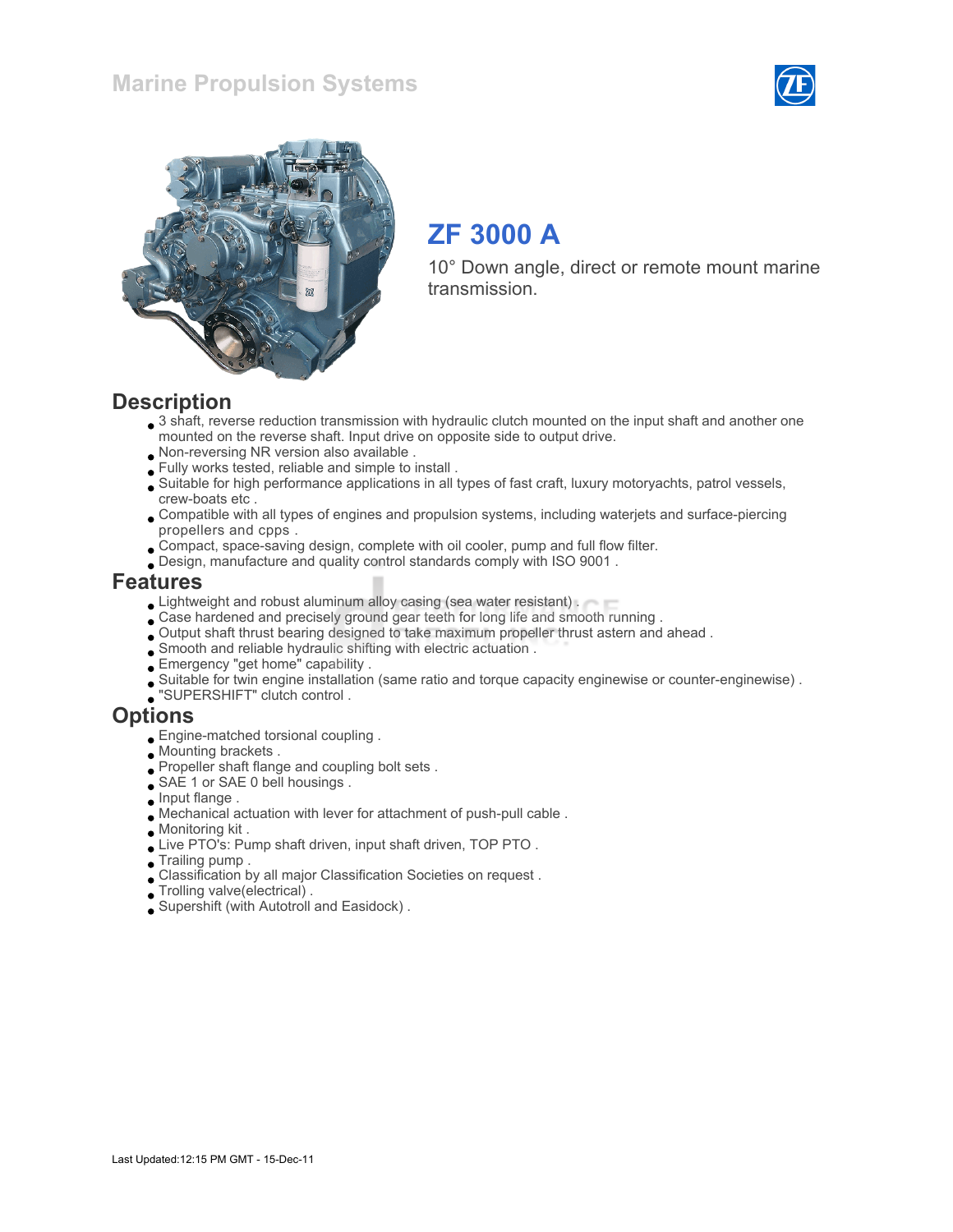# Marine Propulsion Systems

## ZF 3000 A

10° Down angle, direct or remote mount marine transmission.

## Description

- 3 shaft, reverse reduction transmission with hydraulic clutch mounted on the input shaft and another one mounted on the reverse shaft. Input drive on opposite side to output drive.
- Non-reversing NR version also available .
- Fully works tested, reliable and simple to install .
- Suitable for high performance applications in all types of fast craft, luxury motoryachts, patrol vessels, crew-boats etc .
- Compatible with all types of engines and propulsion systems, including waterjets and surface-piercing propellers and cpps .
- Compact, space-saving design, complete with oil cooler, pump and full flow filter.
- Design, manufacture and quality control standards comply with ISO 9001 .

## Features

- Lightweight and robust aluminum alloy casing (sea water resistant) .
- Case hardened and precisely ground gear teeth for long life and smooth running .
- Output shaft thrust bearing designed to take maximum propeller thrust astern and ahead .
- Smooth and reliable hydraulic shifting with electric actuation .
- Emergency "get home" capability .
- Suitable for twin engine installation (same ratio and torque capacity enginewise or counter-enginewise) .
- "SUPERSHIFT" clutch control .

## Options

- Engine-matched torsional coupling .
- Mounting brackets .
- Propeller shaft flange and coupling bolt sets .
- SAE 1 or SAE 0 bell housings .
- Input flange .
- Mechanical actuation with lever for attachment of push-pull cable .
- Monitoring kit .
- Live PTO's: Pump shaft driven, input shaft driven, TOP PTO .
- Trailing pump .
- Classification by all major Classification Societies on request .
- Trolling valve(electrical) .
- Supershift (with Autotroll and Easidock) .

Last Updated:12:15 PM GMT - 15-Dec-11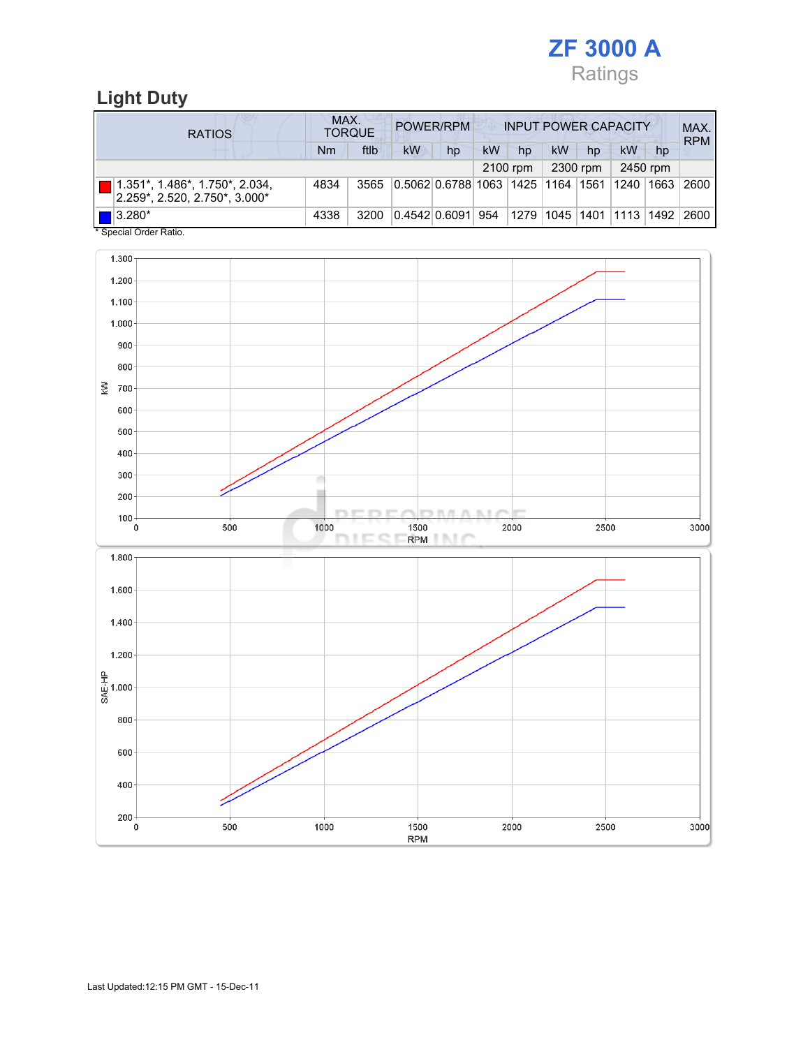# ZF 3000 A

Ratings

## Light Duty

| RATIOS | MAX. TORQUE | | POWER/RPM | | INPUT POWER CAPACITY | | | | | | MAX. RPM |
|---|---|---|---|---|---|---|---|---|---|---|---|
| | Nm | ftlb | kW | hp | kW | hp | kW | hp | kW | hp | |
| | | | | | 2100 rpm | | 2300 rpm | | 2450 rpm | | |
| 1.351*, 1.486*, 1.750*, 2.034, 2.259*, 2.520, 2.750*, 3.000* | 4834 | 3565 | 0.5062 | 0.6788 | 1063 | 1425 | 1164 | 1561 | 1240 | 1663 | 2600 |
| 3.280* | 4338 | 3200 | 0.4542 | 0.6091 | 954 | 1279 | 1045 | 1401 | 1113 | 1492 | 2600 |

* Special Order Ratio.

Last Updated:12:15 PM GMT - 15-Dec-11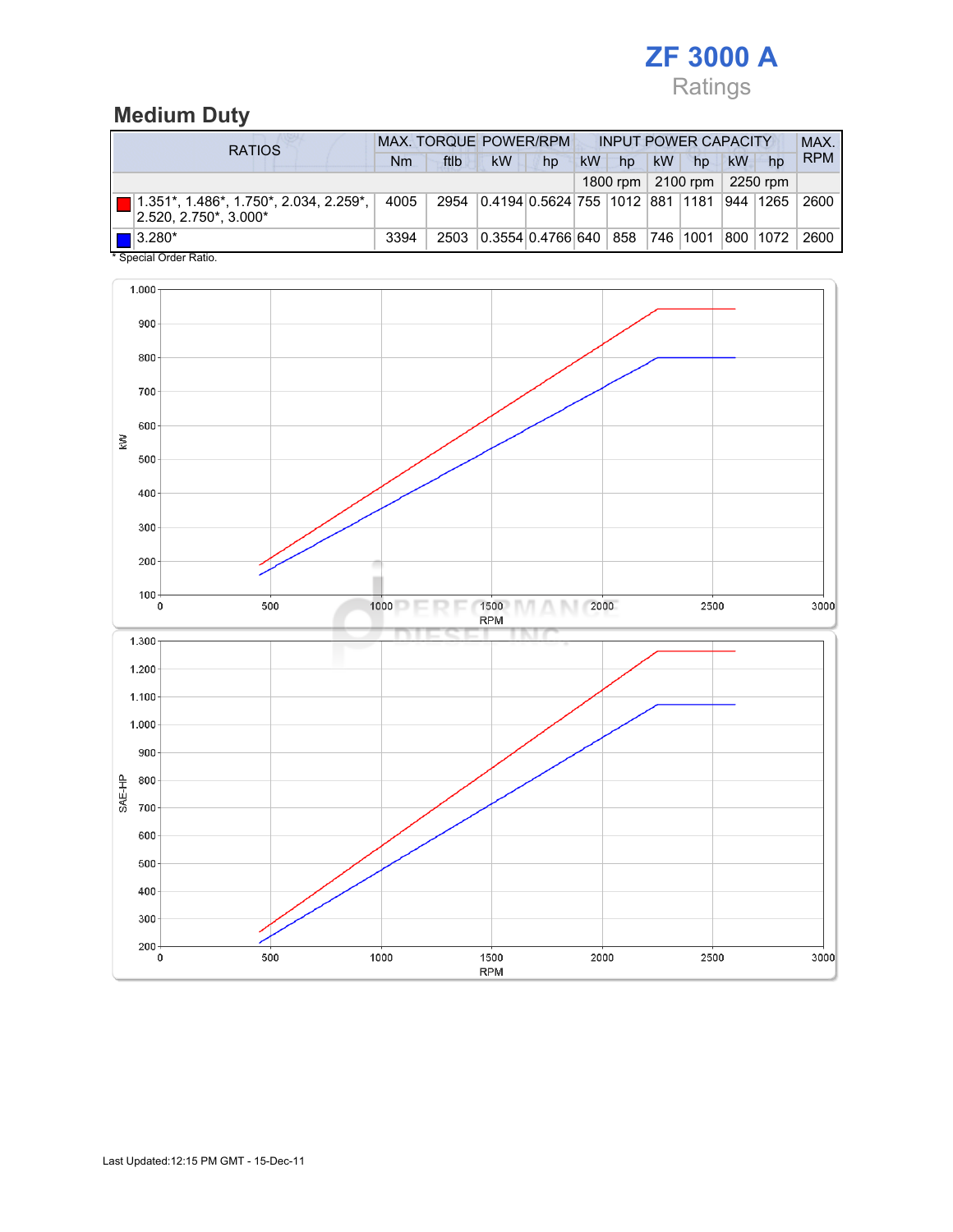# ZF 3000 A

Ratings

## Medium Duty

| RATIOS | MAX. TORQUE | | POWER/RPM | | INPUT POWER CAPACITY | | | | | | MAX. RPM |
|---|---|---|---|---|---|---|---|---|---|---|---|
| | Nm | ftlb | kW | hp | kW | hp | kW | hp | kW | hp | |
| | | | | | 1800 rpm | | 2100 rpm | | 2250 rpm | | |
| 1.351*, 1.486*, 1.750*, 2.034, 2.259*, 2.520, 2.750*, 3.000* | 4005 | 2954 | 0.4194 | 0.5624 | 755 | 1012 | 881 | 1181 | 944 | 1265 | 2600 |
| 3.280* | 3394 | 2503 | 0.3554 | 0.4766 | 640 | 858 | 746 | 1001 | 800 | 1072 | 2600 |

\* Special Order Ratio.

Last Updated:12:15 PM GMT - 15-Dec-11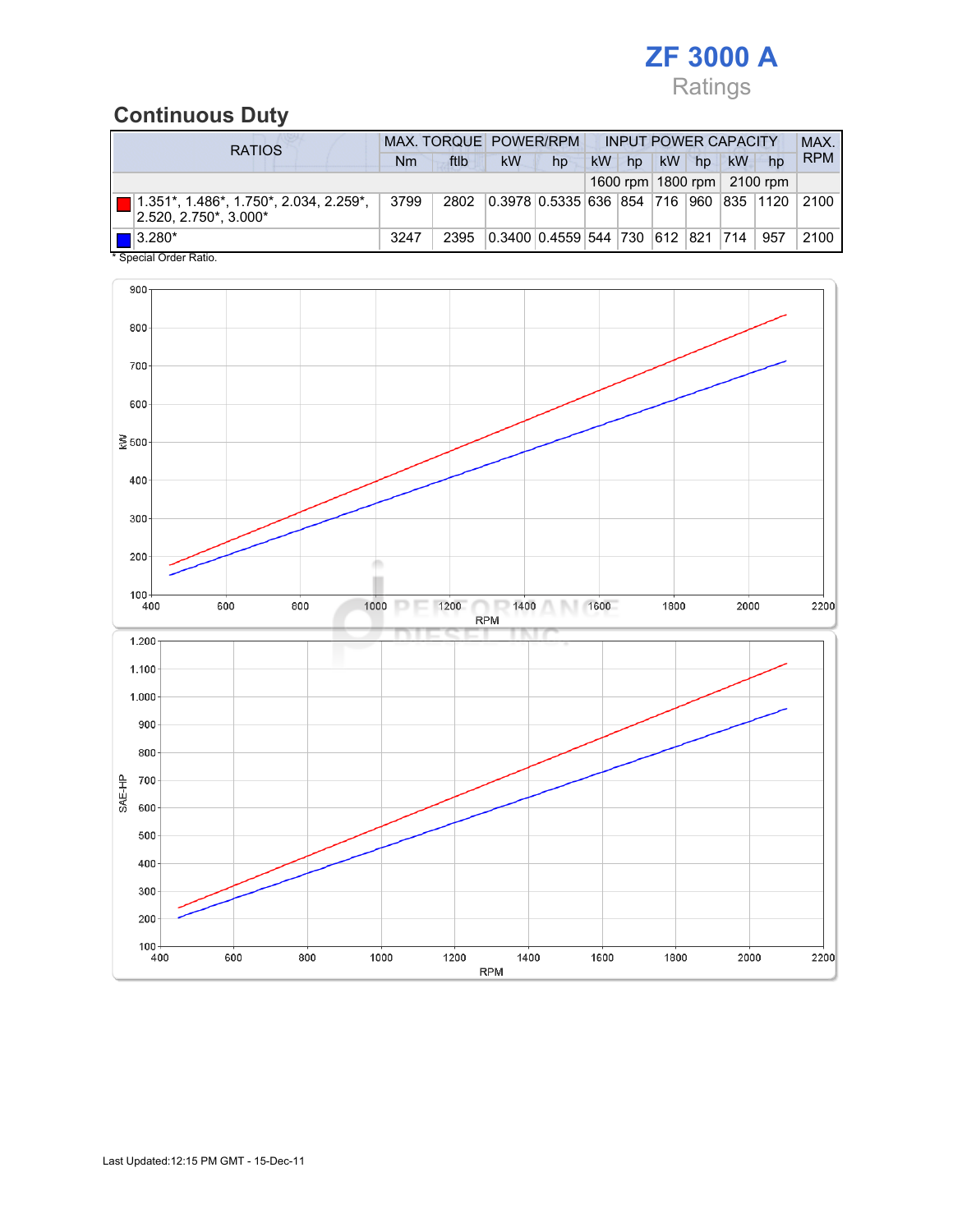# ZF 3000 A

Ratings

## Continuous Duty

| RATIOS | MAX. TORQUE | | POWER/RPM | | INPUT POWER CAPACITY | | | | | | MAX. RPM |
|---|---|---|---|---|---|---|---|---|---|---|---|
| | Nm | ftlb | kW | hp | kW | hp | kW | hp | kW | hp | |
| | | | | | 1600 rpm | | 1800 rpm | | 2100 rpm | | |
| 1.351*, 1.486*, 1.750*, 2.034, 2.259*, 2.520, 2.750*, 3.000* | 3799 | 2802 | 0.3978 | 0.5335 | 636 | 854 | 716 | 960 | 835 | 1120 | 2100 |
| 3.280* | 3247 | 2395 | 0.3400 | 0.4559 | 544 | 730 | 612 | 821 | 714 | 957 | 2100 |

\* Special Order Ratio.

Last Updated:12:15 PM GMT - 15-Dec-11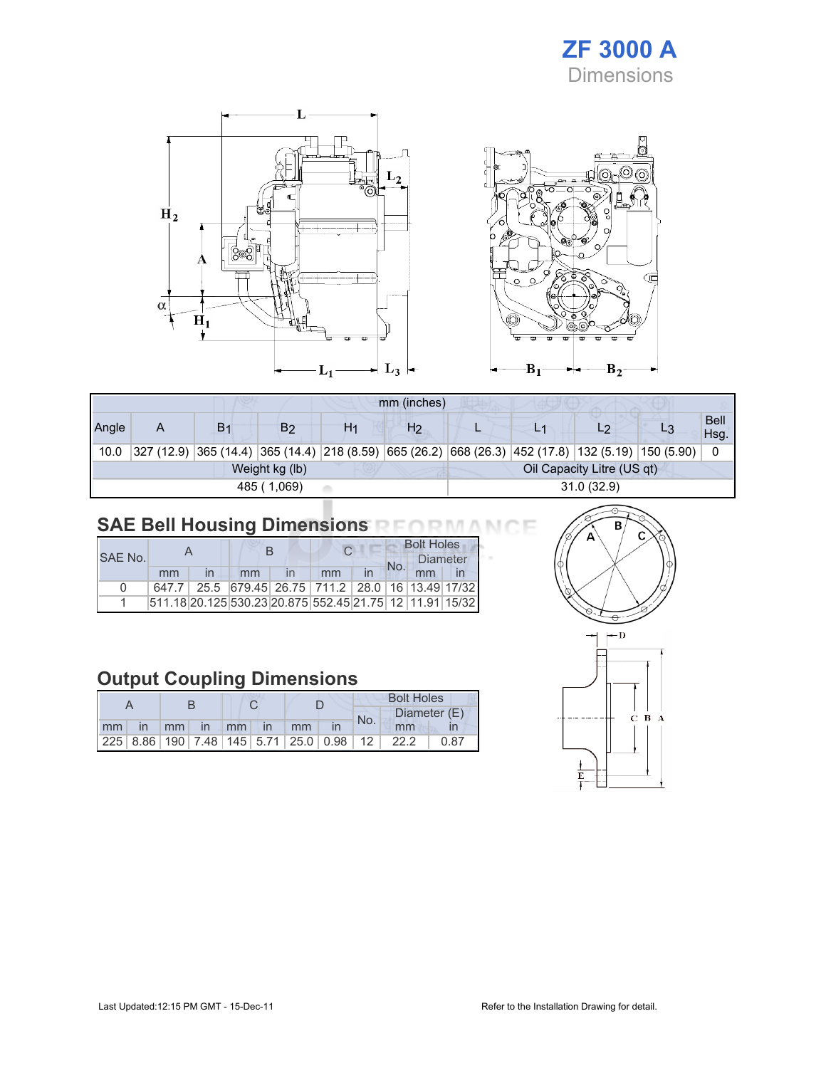# ZF 3000 A

## Dimensions

| mm (inches) | | | | | | | | | | |
|---|---|---|---|---|---|---|---|---|---|---|
| Angle | A | $B_1$ | $B_2$ | $H_1$ | $H_2$ | L | $L_1$ | $L_2$ | $L_3$ | Bell Hsg. |
| 10.0 | 327 (12.9) | 365 (14.4) | 365 (14.4) | 218 (8.59) | 665 (26.2) | 668 (26.3) | 452 (17.8) | 132 (5.19) | 150 (5.90) | 0 |

| Weight kg (lb) | Oil Capacity Litre (US qt) |
|---|---|
| 485 ( 1,069) | 31.0 (32.9) |

## SAE Bell Housing Dimensions

| SAE No. | A | | B | | C | | Bolt Holes | | |
|---|---|---|---|---|---|---|---|---|---|
| | | | | | | | No. | Diameter | |
| | mm | in | mm | in | mm | in | | mm | in |
| 0 | 647.7 | 25.5 | 679.45 | 26.75 | 711.2 | 28.0 | 16 | 13.49 | 17/32 |
| 1 | 511.18 | 20.125 | 530.23 | 20.875 | 552.45 | 21.75 | 12 | 11.91 | 15/32 |

## Output Coupling Dimensions

| A | | B | | C | | D | | Bolt Holes | | |
|---|---|---|---|---|---|---|---|---|---|---|
| | | | | | | | | No. | Diameter (E) | |
| mm | in | mm | in | mm | in | mm | in | | mm | in |
| 225 | 8.86 | 190 | 7.48 | 145 | 5.71 | 25.0 | 0.98 | 12 | 22.2 | 0.87 |

Last Updated:12:15 PM GMT - 15-Dec-11

Refer to the Installation Drawing for detail.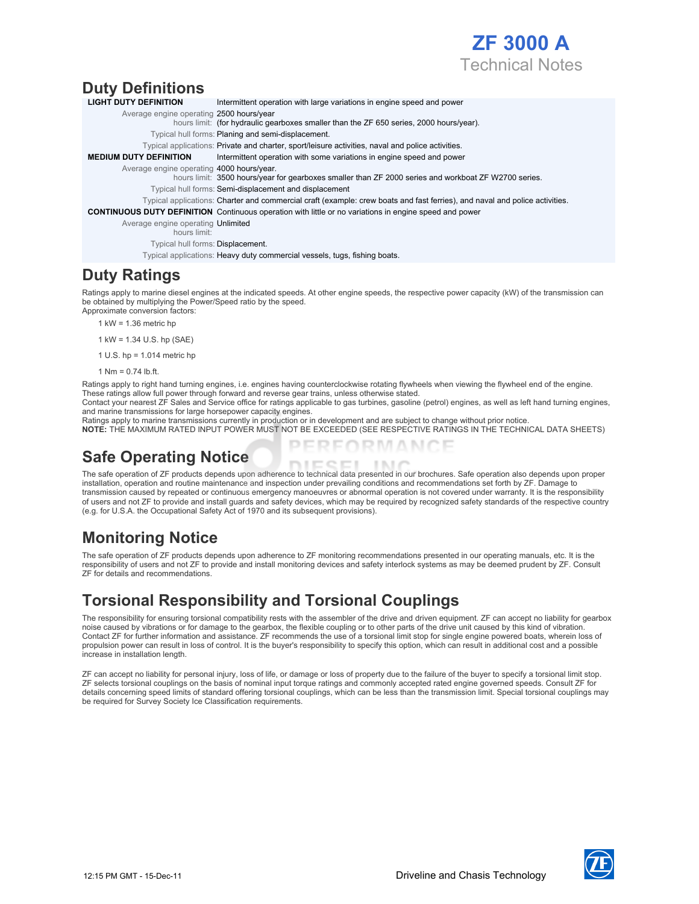# ZF 3000 A

## Technical Notes

## Duty Definitions

| | |
|---|---|
| **LIGHT DUTY DEFINITION** | Intermittent operation with large variations in engine speed and power |
| Average engine operating hours limit: | 2500 hours/year (for hydraulic gearboxes smaller than the ZF 650 series, 2000 hours/year). |
| Typical hull forms: | Planing and semi-displacement. |
| Typical applications: | Private and charter, sport/leisure activities, naval and police activities. |
| **MEDIUM DUTY DEFINITION** | Intermittent operation with some variations in engine speed and power |
| Average engine operating hours limit: | 4000 hours/year. 3500 hours/year for gearboxes smaller than ZF 2000 series and workboat ZF W2700 series. |
| Typical hull forms: | Semi-displacement and displacement |
| Typical applications: | Charter and commercial craft (example: crew boats and fast ferries), and naval and police activities. |
| **CONTINUOUS DUTY DEFINITION** | Continuous operation with little or no variations in engine speed and power |
| Average engine operating hours limit: | Unlimited |
| Typical hull forms: | Displacement. |
| Typical applications: | Heavy duty commercial vessels, tugs, fishing boats. |

## Duty Ratings

Ratings apply to marine diesel engines at the indicated speeds. At other engine speeds, the respective power capacity (kW) of the transmission can be obtained by multiplying the Power/Speed ratio by the speed.
Approximate conversion factors:

1 kW = 1.36 metric hp

1 kW = 1.34 U.S. hp (SAE)

1 U.S. hp = 1.014 metric hp

1 Nm = 0.74 lb.ft.

Ratings apply to right hand turning engines, i.e. engines having counterclockwise rotating flywheels when viewing the flywheel end of the engine. These ratings allow full power through forward and reverse gear trains, unless otherwise stated.
Contact your nearest ZF Sales and Service office for ratings applicable to gas turbines, gasoline (petrol) engines, as well as left hand turning engines, and marine transmissions for large horsepower capacity engines.
Ratings apply to marine transmissions currently in production or in development and are subject to change without prior notice.
**NOTE:** THE MAXIMUM RATED INPUT POWER MUST NOT BE EXCEEDED (SEE RESPECTIVE RATINGS IN THE TECHNICAL DATA SHEETS)

## Safe Operating Notice

The safe operation of ZF products depends upon adherence to technical data presented in our brochures. Safe operation also depends upon proper installation, operation and routine maintenance and inspection under prevailing conditions and recommendations set forth by ZF. Damage to transmission caused by repeated or continuous emergency manoeuvres or abnormal operation is not covered under warranty. It is the responsibility of users and not ZF to provide and install guards and safety devices, which may be required by recognized safety standards of the respective country (e.g. for U.S.A. the Occupational Safety Act of 1970 and its subsequent provisions).

## Monitoring Notice

The safe operation of ZF products depends upon adherence to ZF monitoring recommendations presented in our operating manuals, etc. It is the responsibility of users and not ZF to provide and install monitoring devices and safety interlock systems as may be deemed prudent by ZF. Consult ZF for details and recommendations.

## Torsional Responsibility and Torsional Couplings

The responsibility for ensuring torsional compatibility rests with the assembler of the drive and driven equipment. ZF can accept no liability for gearbox noise caused by vibrations or for damage to the gearbox, the flexible coupling or to other parts of the drive unit caused by this kind of vibration. Contact ZF for further information and assistance. ZF recommends the use of a torsional limit stop for single engine powered boats, wherein loss of propulsion power can result in loss of control. It is the buyer's responsibility to specify this option, which can result in additional cost and a possible increase in installation length.

ZF can accept no liability for personal injury, loss of life, or damage or loss of property due to the failure of the buyer to specify a torsional limit stop. ZF selects torsional couplings on the basis of nominal input torque ratings and commonly accepted rated engine governed speeds. Consult ZF for details concerning speed limits of standard offering torsional couplings, which can be less than the transmission limit. Special torsional couplings may be required for Survey Society Ice Classification requirements.